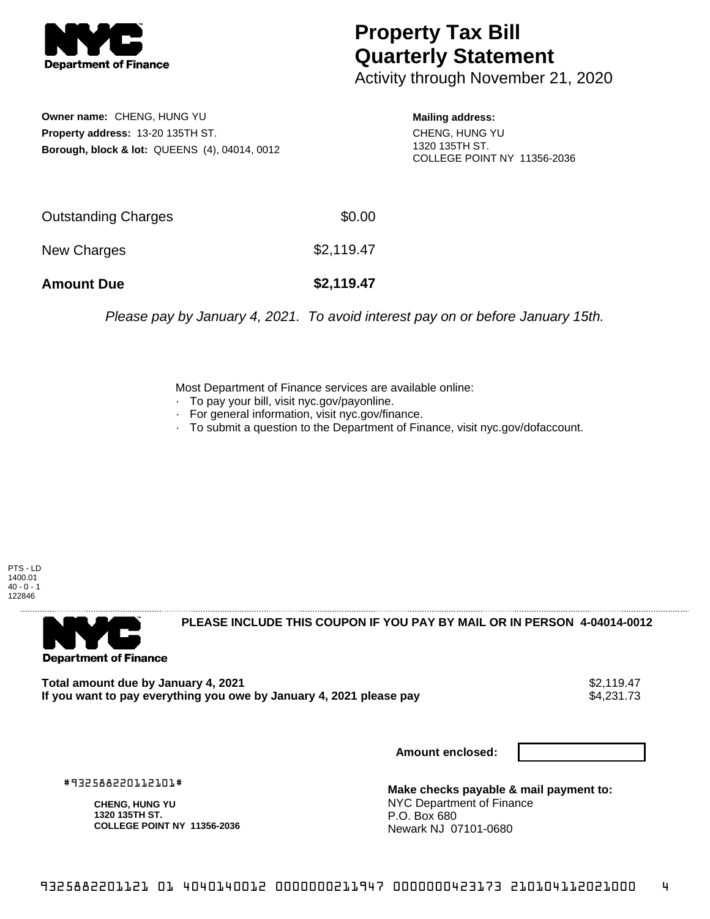# Property Tax Bill Quarterly Statement

Activity through November 21, 2020

**Owner name:** CHENG, HUNG YU
**Property address:** 13-20 135TH ST.
**Borough, block & lot:** QUEENS (4), 04014, 0012

**Mailing address:**
CHENG, HUNG YU
1320 135TH ST.
COLLEGE POINT NY 11356-2036

| | |
|---|---|
| Outstanding Charges | $0.00 |
| New Charges | $2,119.47 |
| **Amount Due** | **$2,119.47** |

*Please pay by January 4, 2021. To avoid interest pay on or before January 15th.*

Most Department of Finance services are available online:
- To pay your bill, visit nyc.gov/payonline.
- For general information, visit nyc.gov/finance.
- To submit a question to the Department of Finance, visit nyc.gov/dofaccount.

PTS - LD
1400.01
40 - 0 - 1
122846

**PLEASE INCLUDE THIS COUPON IF YOU PAY BY MAIL OR IN PERSON 4-04014-0012**

| | |
|---|---|
| **Total amount due by January 4, 2021** | $2,119.47 |
| **If you want to pay everything you owe by January 4, 2021 please pay** | $4,231.73 |

**Amount enclosed:**

#932588220112101#

**CHENG, HUNG YU**
**1320 135TH ST.**
**COLLEGE POINT NY 11356-2036**

**Make checks payable & mail payment to:**
NYC Department of Finance
P.O. Box 680
Newark NJ 07101-0680

9325882201121 01 4040140012 0000000211947 0000000423173 210104112021000 4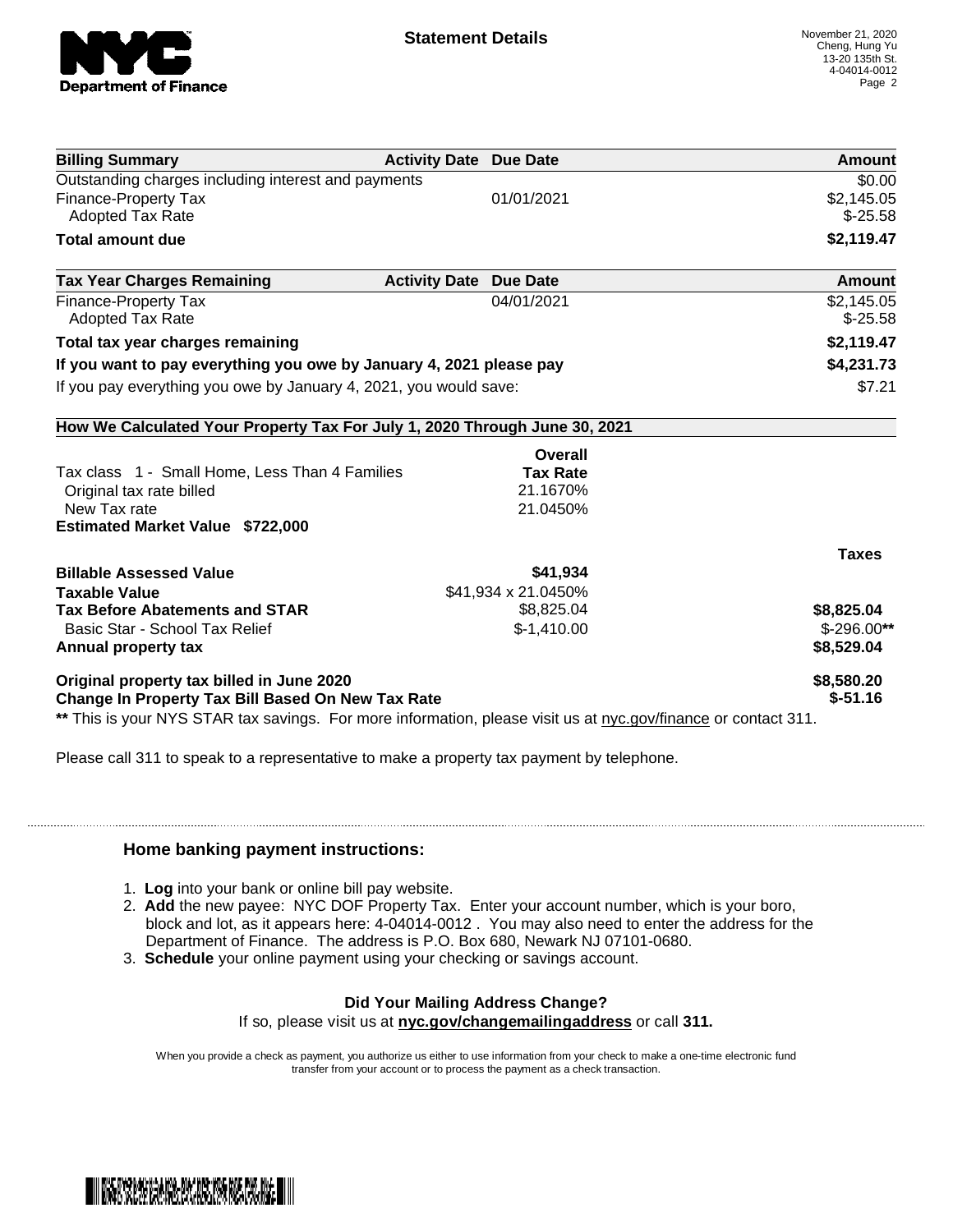# Statement Details

November 21, 2020
Cheng, Hung Yu
13-20 135th St.
4-04014-0012

| Billing Summary | Activity Date | Due Date | Amount |
|---|---|---|---|
| Outstanding charges including interest and payments | | | $0.00 |
| Finance-Property Tax | | 01/01/2021 | $2,145.05 |
| Adopted Tax Rate | | | $-25.58 |
| **Total amount due** | | | **$2,119.47** |

| Tax Year Charges Remaining | Activity Date | Due Date | Amount |
|---|---|---|---|
| Finance-Property Tax | | 04/01/2021 | $2,145.05 |
| Adopted Tax Rate | | | $-25.58 |
| **Total tax year charges remaining** | | | **$2,119.47** |
| **If you want to pay everything you owe by January 4, 2021 please pay** | | | **$4,231.73** |
| If you pay everything you owe by January 4, 2021, you would save: | | | $7.21 |

**How We Calculated Your Property Tax For July 1, 2020 Through June 30, 2021**

| | Overall Tax Rate | Taxes |
|---|---|---|
| Tax class 1 - Small Home, Less Than 4 Families | | |
| Original tax rate billed | 21.1670% | |
| New Tax rate | 21.0450% | |
| **Estimated Market Value $722,000** | | |
| **Billable Assessed Value** | **$41,934** | |
| **Taxable Value** | $41,934 x 21.0450% | |
| **Tax Before Abatements and STAR** | $8,825.04 | **$8,825.04** |
| Basic Star - School Tax Relief | $-1,410.00 | $-296.00** |
| **Annual property tax** | | **$8,529.04** |
| **Original property tax billed in June 2020** | | **$8,580.20** |
| **Change In Property Tax Bill Based On New Tax Rate** | | **$-51.16** |

** This is your NYS STAR tax savings. For more information, please visit us at nyc.gov/finance or contact 311.

Please call 311 to speak to a representative to make a property tax payment by telephone.

### Home banking payment instructions:

1. **Log** into your bank or online bill pay website.
2. **Add** the new payee: NYC DOF Property Tax. Enter your account number, which is your boro, block and lot, as it appears here: 4-04014-0012 . You may also need to enter the address for the Department of Finance. The address is P.O. Box 680, Newark NJ 07101-0680.
3. **Schedule** your online payment using your checking or savings account.

**Did Your Mailing Address Change?**
If so, please visit us at **nyc.gov/changemailingaddress** or call **311.**

When you provide a check as payment, you authorize us either to use information from your check to make a one-time electronic fund transfer from your account or to process the payment as a check transaction.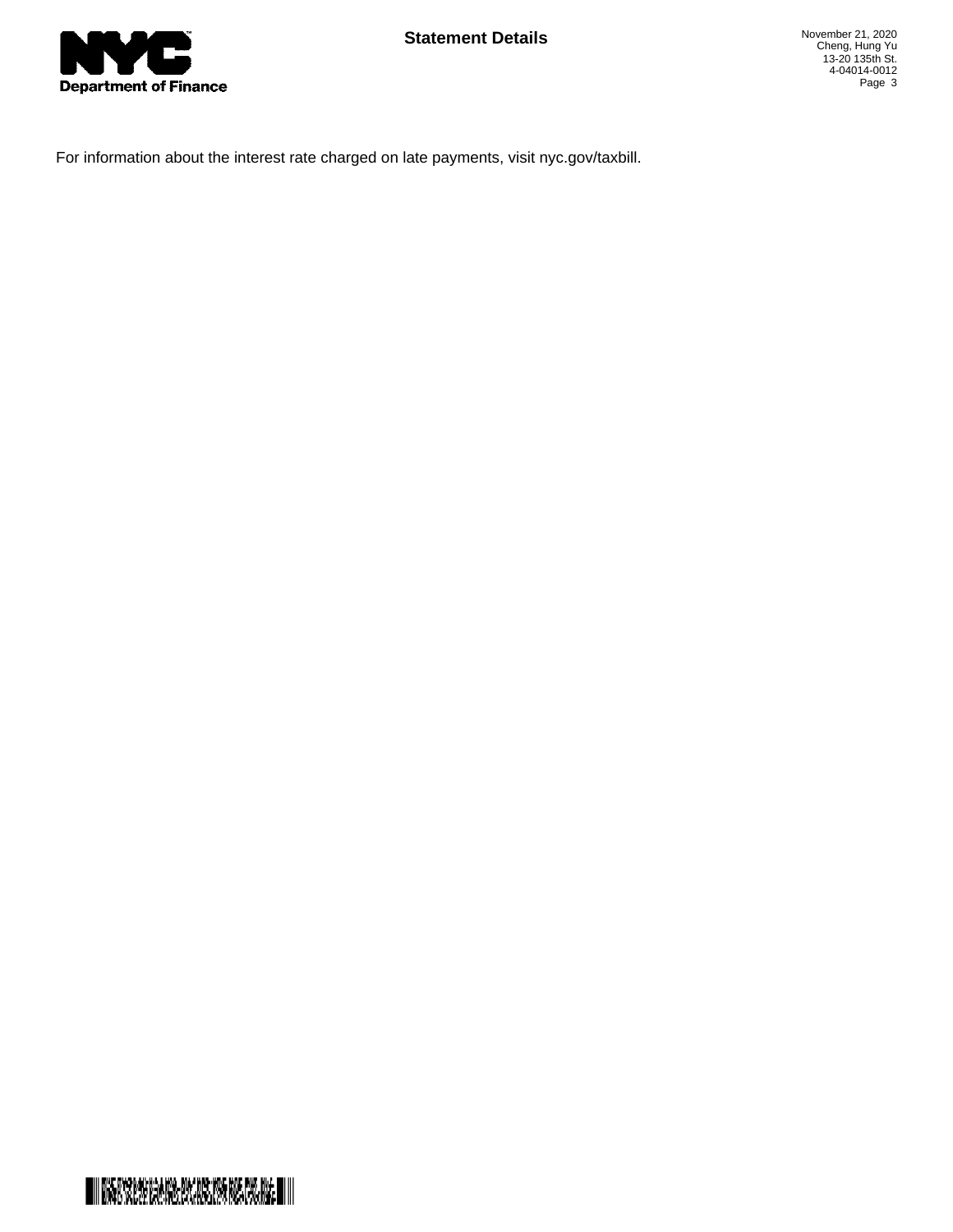For information about the interest rate charged on late payments, visit nyc.gov/taxbill.